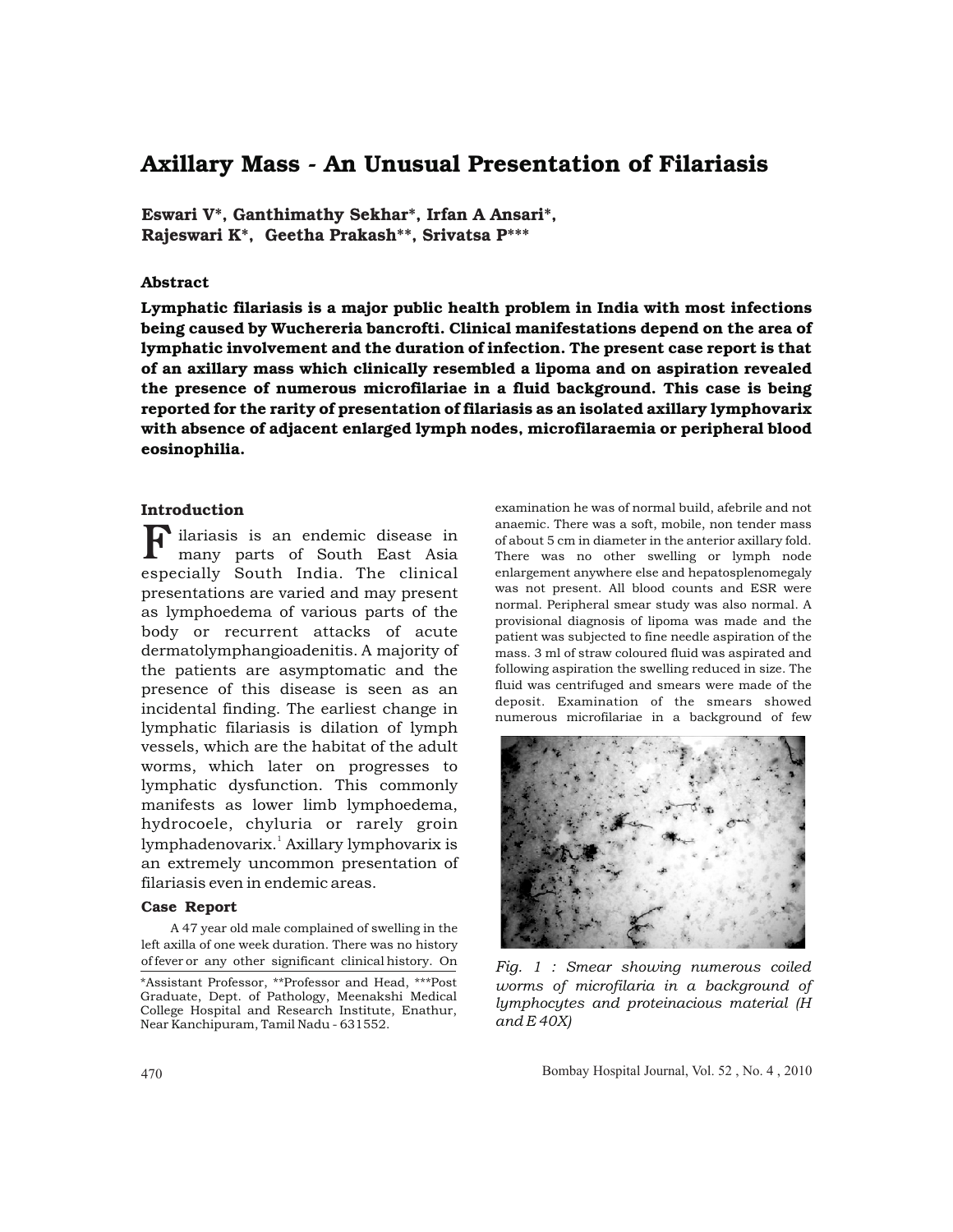# Axillary Mass - An Unusual Presentation of Filariasis

**Eswari V*, Ganthimathy Sekhar*, Irfan A Ansari*, Rajeswari K*, Geetha Prakash**, Srivatsa P*****

### Abstract

**Lymphatic filariasis is a major public health problem in India with most infections being caused by Wuchereria bancrofti. Clinical manifestations depend on the area of lymphatic involvement and the duration of infection. The present case report is that of an axillary mass which clinically resembled a lipoma and on aspiration revealed the presence of numerous microfilariae in a fluid background. This case is being reported for the rarity of presentation of filariasis as an isolated axillary lymphovarix with absence of adjacent enlarged lymph nodes, microfilaraemia or peripheral blood eosinophilia.**

### Introduction

Filariasis is an endemic disease in many parts of South East Asia especially South India. The clinical presentations are varied and may present as lymphoedema of various parts of the body or recurrent attacks of acute dermatolymphangioadenitis. A majority of the patients are asymptomatic and the presence of this disease is seen as an incidental finding. The earliest change in lymphatic filariasis is dilation of lymph vessels, which are the habitat of the adult worms, which later on progresses to lymphatic dysfunction. This commonly manifests as lower limb lymphoedema, hydrocoele, chyluria or rarely groin lymphadenovarix.[1] Axillary lymphovarix is an extremely uncommon presentation of filariasis even in endemic areas.

### Case Report

A 47 year old male complained of swelling in the left axilla of one week duration. There was no history of fever or any other significant clinical history. On examination he was of normal build, afebrile and not anaemic. There was a soft, mobile, non tender mass of about 5 cm in diameter in the anterior axillary fold. There was no other swelling or lymph node enlargement anywhere else and hepatosplenomegaly was not present. All blood counts and ESR were normal. Peripheral smear study was also normal. A provisional diagnosis of lipoma was made and the patient was subjected to fine needle aspiration of the mass. 3 ml of straw coloured fluid was aspirated and following aspiration the swelling reduced in size. The fluid was centrifuged and smears were made of the deposit. Examination of the smears showed numerous microfilariae in a background of few

*Fig. 1 : Smear showing numerous coiled worms of microfilaria in a background of lymphocytes and proteinacious material (H and E 40X)*

*Assistant Professor, **Professor and Head, ***Post Graduate, Dept. of Pathology, Meenakshi Medical College Hospital and Research Institute, Enathur, Near Kanchipuram, Tamil Nadu - 631552.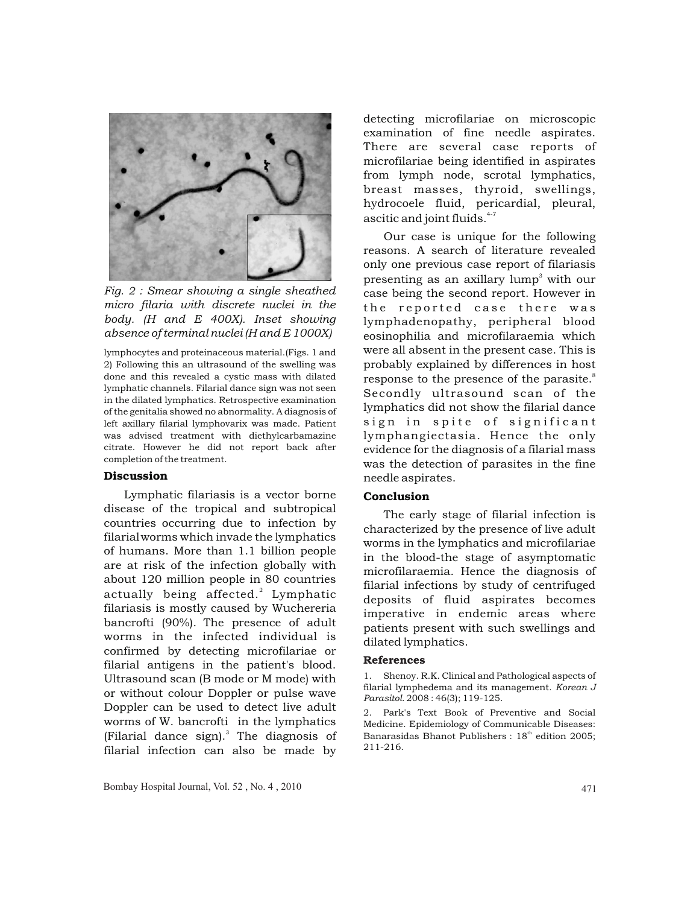Fig. 2 : Smear showing a single sheathed micro filaria with discrete nuclei in the body. (H and E 400X). Inset showing absence of terminal nuclei (H and E 1000X)

lymphocytes and proteinaceous material.(Figs. 1 and 2) Following this an ultrasound of the swelling was done and this revealed a cystic mass with dilated lymphatic channels. Filarial dance sign was not seen in the dilated lymphatics. Retrospective examination of the genitalia showed no abnormality. A diagnosis of left axillary filarial lymphovarix was made. Patient was advised treatment with diethylcarbamazine citrate. However he did not report back after completion of the treatment.

## Discussion

Lymphatic filariasis is a vector borne disease of the tropical and subtropical countries occurring due to infection by filarial worms which invade the lymphatics of humans. More than 1.1 billion people are at risk of the infection globally with about 120 million people in 80 countries actually being affected.[2] Lymphatic filariasis is mostly caused by Wuchereria bancrofti (90%). The presence of adult worms in the infected individual is confirmed by detecting microfilariae or filarial antigens in the patient's blood. Ultrasound scan (B mode or M mode) with or without colour Doppler or pulse wave Doppler can be used to detect live adult worms of W. bancrofti in the lymphatics (Filarial dance sign).[3] The diagnosis of filarial infection can also be made by detecting microfilariae on microscopic examination of fine needle aspirates. There are several case reports of microfilariae being identified in aspirates from lymph node, scrotal lymphatics, breast masses, thyroid, swellings, hydrocoele fluid, pericardial, pleural, ascitic and joint fluids.[4-7]

Our case is unique for the following reasons. A search of literature revealed only one previous case report of filariasis presenting as an axillary lump[3] with our case being the second report. However in the reported case there was lymphadenopathy, peripheral blood eosinophilia and microfilaraemia which were all absent in the present case. This is probably explained by differences in host response to the presence of the parasite.[8] Secondly ultrasound scan of the lymphatics did not show the filarial dance sign in spite of significant lymphangiectasia. Hence the only evidence for the diagnosis of a filarial mass was the detection of parasites in the fine needle aspirates.

## Conclusion

The early stage of filarial infection is characterized by the presence of live adult worms in the lymphatics and microfilariae in the blood-the stage of asymptomatic microfilaraemia. Hence the diagnosis of filarial infections by study of centrifuged deposits of fluid aspirates becomes imperative in endemic areas where patients present with such swellings and dilated lymphatics.

## References

1. Shenoy. R.K. Clinical and Pathological aspects of filarial lymphedema and its management. *Korean J Parasitol.* 2008 : 46(3); 119-125.
2. Park's Text Book of Preventive and Social Medicine. Epidemiology of Communicable Diseases: Banarasidas Bhanot Publishers : 18th edition 2005; 211-216.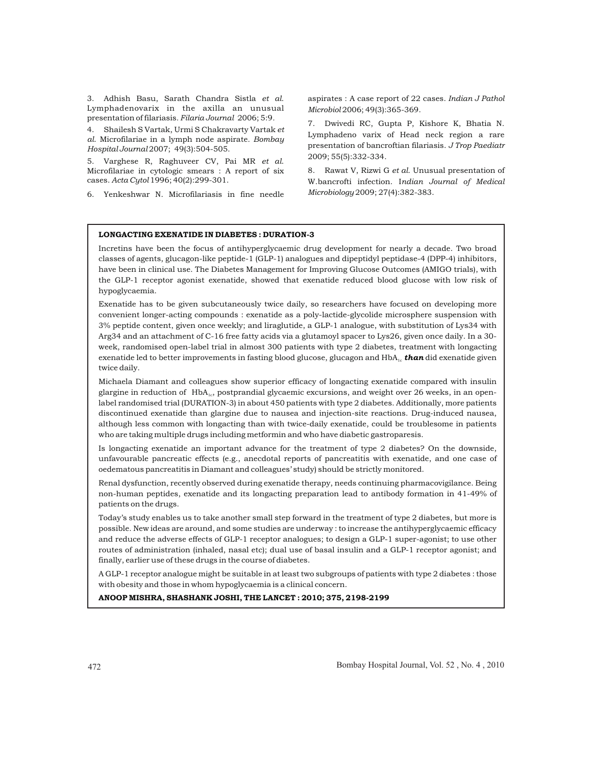3. Adhish Basu, Sarath Chandra Sistla *et al.* Lymphadenovarix in the axilla an unusual presentation of filariasis. *Filaria Journal* 2006; 5:9.

4. Shailesh S Vartak, Urmi S Chakravarty Vartak *et al.* Microfilariae in a lymph node aspirate. *Bombay Hospital Journal* 2007; 49(3):504-505.

5. Varghese R, Raghuveer CV, Pai MR *et al.* Microfilariae in cytologic smears : A report of six cases. *Acta Cytol* 1996; 40(2):299-301.

6. Yenkeshwar N. Microfilariasis in fine needle aspirates : A case report of 22 cases. *Indian J Pathol Microbiol* 2006; 49(3):365-369.

7. Dwivedi RC, Gupta P, Kishore K, Bhatia N. Lymphadeno varix of Head neck region a rare presentation of bancroftian filariasis. *J Trop Paediatr* 2009; 55(5):332-334.

8. Rawat V, Rizwi G *et al.* Unusual presentation of W.bancrofti infection. *Indian Journal of Medical Microbiology* 2009; 27(4):382-383.

**LONGACTING EXENATIDE IN DIABETES : DURATION-3**

Incretins have been the focus of antihyperglycaemic drug development for nearly a decade. Two broad classes of agents, glucagon-like peptide-1 (GLP-1) analogues and dipeptidyl peptidase-4 (DPP-4) inhibitors, have been in clinical use. The Diabetes Management for Improving Glucose Outcomes (AMIGO trials), with the GLP-1 receptor agonist exenatide, showed that exenatide reduced blood glucose with low risk of hypoglycaemia.

Exenatide has to be given subcutaneously twice daily, so researchers have focused on developing more convenient longer-acting compounds : exenatide as a poly-lactide-glycolide microsphere suspension with 3% peptide content, given once weekly; and liraglutide, a GLP-1 analogue, with substitution of Lys34 with Arg34 and an attachment of C-16 free fatty acids via a glutamoyl spacer to Lys26, given once daily. In a 30-week, randomised open-label trial in almost 300 patients with type 2 diabetes, treatment with longacting exenatide led to better improvements in fasting blood glucose, glucagon and $HbA_{1c}$ ***than*** did exenatide given twice daily.

Michaela Diamant and colleagues show superior efficacy of longacting exenatide compared with insulin glargine in reduction of $HbA_{1c}$, postprandial glycaemic excursions, and weight over 26 weeks, in an open-label randomised trial (DURATION-3) in about 450 patients with type 2 diabetes. Additionally, more patients discontinued exenatide than glargine due to nausea and injection-site reactions. Drug-induced nausea, although less common with longacting than with twice-daily exenatide, could be troublesome in patients who are taking multiple drugs including metformin and who have diabetic gastroparesis.

Is longacting exenatide an important advance for the treatment of type 2 diabetes? On the downside, unfavourable pancreatic effects (e.g., anecdotal reports of pancreatitis with exenatide, and one case of oedematous pancreatitis in Diamant and colleagues' study) should be strictly monitored.

Renal dysfunction, recently observed during exenatide therapy, needs continuing pharmacovigilance. Being non-human peptides, exenatide and its longacting preparation lead to antibody formation in 41-49% of patients on the drugs.

Today's study enables us to take another small step forward in the treatment of type 2 diabetes, but more is possible. New ideas are around, and some studies are underway : to increase the antihyperglycaemic efficacy and reduce the adverse effects of GLP-1 receptor analogues; to design a GLP-1 super-agonist; to use other routes of administration (inhaled, nasal etc); dual use of basal insulin and a GLP-1 receptor agonist; and finally, earlier use of these drugs in the course of diabetes.

A GLP-1 receptor analogue might be suitable in at least two subgroups of patients with type 2 diabetes : those with obesity and those in whom hypoglycaemia is a clinical concern.

**ANOOP MISHRA, SHASHANK JOSHI, THE LANCET : 2010; 375, 2198-2199**